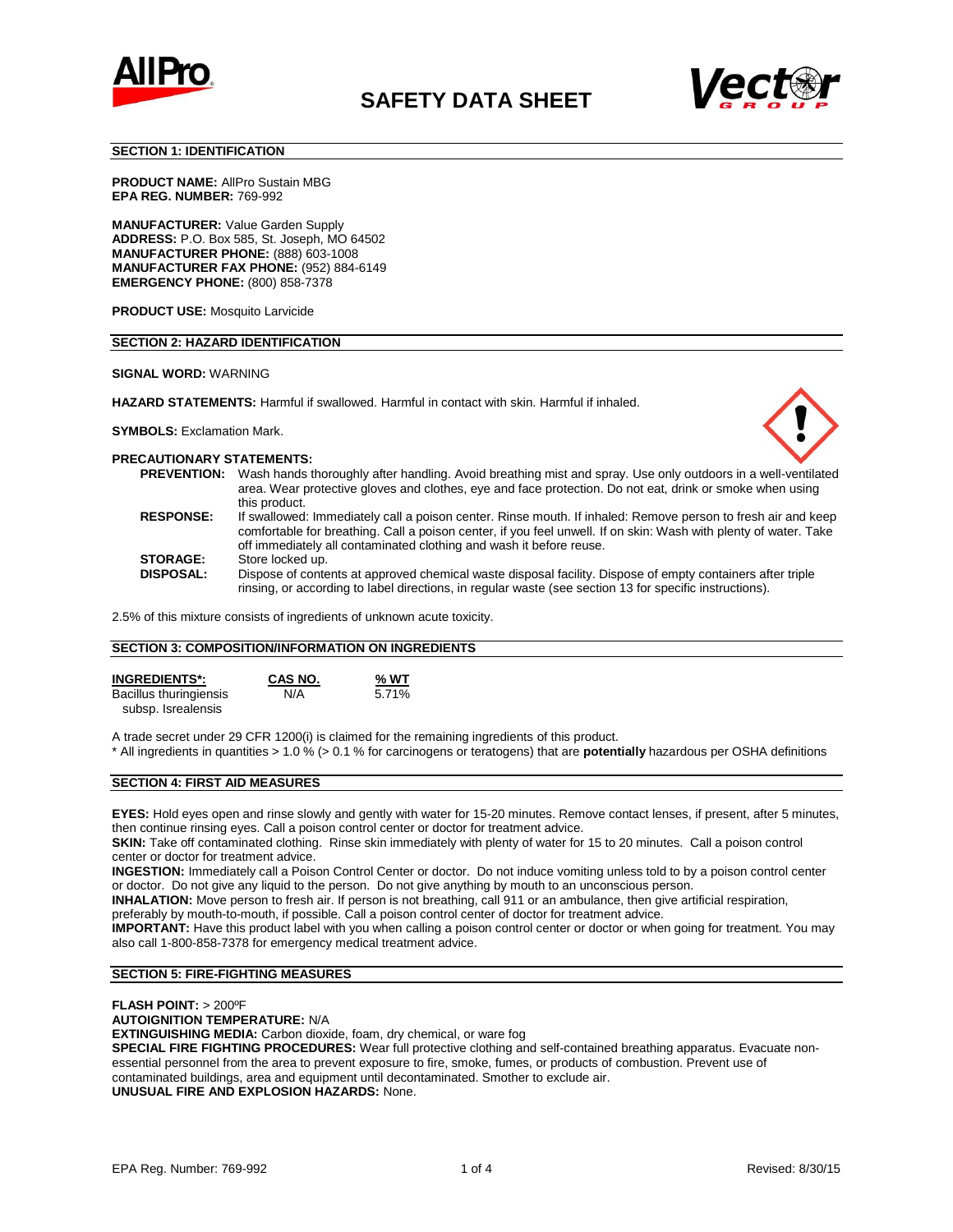# SAFETY DATA SHEET

## SECTION 1: IDENTIFICATION

**PRODUCT NAME:** AllPro Sustain MBG
**EPA REG. NUMBER:** 769-992

**MANUFACTURER:** Value Garden Supply
**ADDRESS:** P.O. Box 585, St. Joseph, MO 64502
**MANUFACTURER PHONE:** (888) 603-1008
**MANUFACTURER FAX PHONE:** (952) 884-6149
**EMERGENCY PHONE:** (800) 858-7378

**PRODUCT USE:** Mosquito Larvicide

## SECTION 2: HAZARD IDENTIFICATION

**SIGNAL WORD:** WARNING

**HAZARD STATEMENTS:** Harmful if swallowed. Harmful in contact with skin. Harmful if inhaled.

**SYMBOLS:** Exclamation Mark.

**PRECAUTIONARY STATEMENTS:**

**PREVENTION:** Wash hands thoroughly after handling. Avoid breathing mist and spray. Use only outdoors in a well-ventilated area. Wear protective gloves and clothes, eye and face protection. Do not eat, drink or smoke when using this product.

**RESPONSE:** If swallowed: Immediately call a poison center. Rinse mouth. If inhaled: Remove person to fresh air and keep comfortable for breathing. Call a poison center, if you feel unwell. If on skin: Wash with plenty of water. Take off immediately all contaminated clothing and wash it before reuse.

**STORAGE:** Store locked up.

**DISPOSAL:** Dispose of contents at approved chemical waste disposal facility. Dispose of empty containers after triple rinsing, or according to label directions, in regular waste (see section 13 for specific instructions).

2.5% of this mixture consists of ingredients of unknown acute toxicity.

## SECTION 3: COMPOSITION/INFORMATION ON INGREDIENTS

| INGREDIENTS*: | CAS NO. | % WT |
|---|---|---|
| Bacillus thuringiensis subsp. Isrealensis | N/A | 5.71% |

A trade secret under 29 CFR 1200(i) is claimed for the remaining ingredients of this product.
* All ingredients in quantities > 1.0 % (> 0.1 % for carcinogens or teratogens) that are **potentially** hazardous per OSHA definitions

## SECTION 4: FIRST AID MEASURES

**EYES:** Hold eyes open and rinse slowly and gently with water for 15-20 minutes. Remove contact lenses, if present, after 5 minutes, then continue rinsing eyes. Call a poison control center or doctor for treatment advice.
**SKIN:** Take off contaminated clothing. Rinse skin immediately with plenty of water for 15 to 20 minutes. Call a poison control center or doctor for treatment advice.
**INGESTION:** Immediately call a Poison Control Center or doctor. Do not induce vomiting unless told to by a poison control center or doctor. Do not give any liquid to the person. Do not give anything by mouth to an unconscious person.
**INHALATION:** Move person to fresh air. If person is not breathing, call 911 or an ambulance, then give artificial respiration, preferably by mouth-to-mouth, if possible. Call a poison control center of doctor for treatment advice.
**IMPORTANT:** Have this product label with you when calling a poison control center or doctor or when going for treatment. You may also call 1-800-858-7378 for emergency medical treatment advice.

## SECTION 5: FIRE-FIGHTING MEASURES

**FLASH POINT:** > 200ºF
**AUTOIGNITION TEMPERATURE:** N/A
**EXTINGUISHING MEDIA:** Carbon dioxide, foam, dry chemical, or ware fog
**SPECIAL FIRE FIGHTING PROCEDURES:** Wear full protective clothing and self-contained breathing apparatus. Evacuate non-essential personnel from the area to prevent exposure to fire, smoke, fumes, or products of combustion. Prevent use of contaminated buildings, area and equipment until decontaminated. Smother to exclude air.
**UNUSUAL FIRE AND EXPLOSION HAZARDS:** None.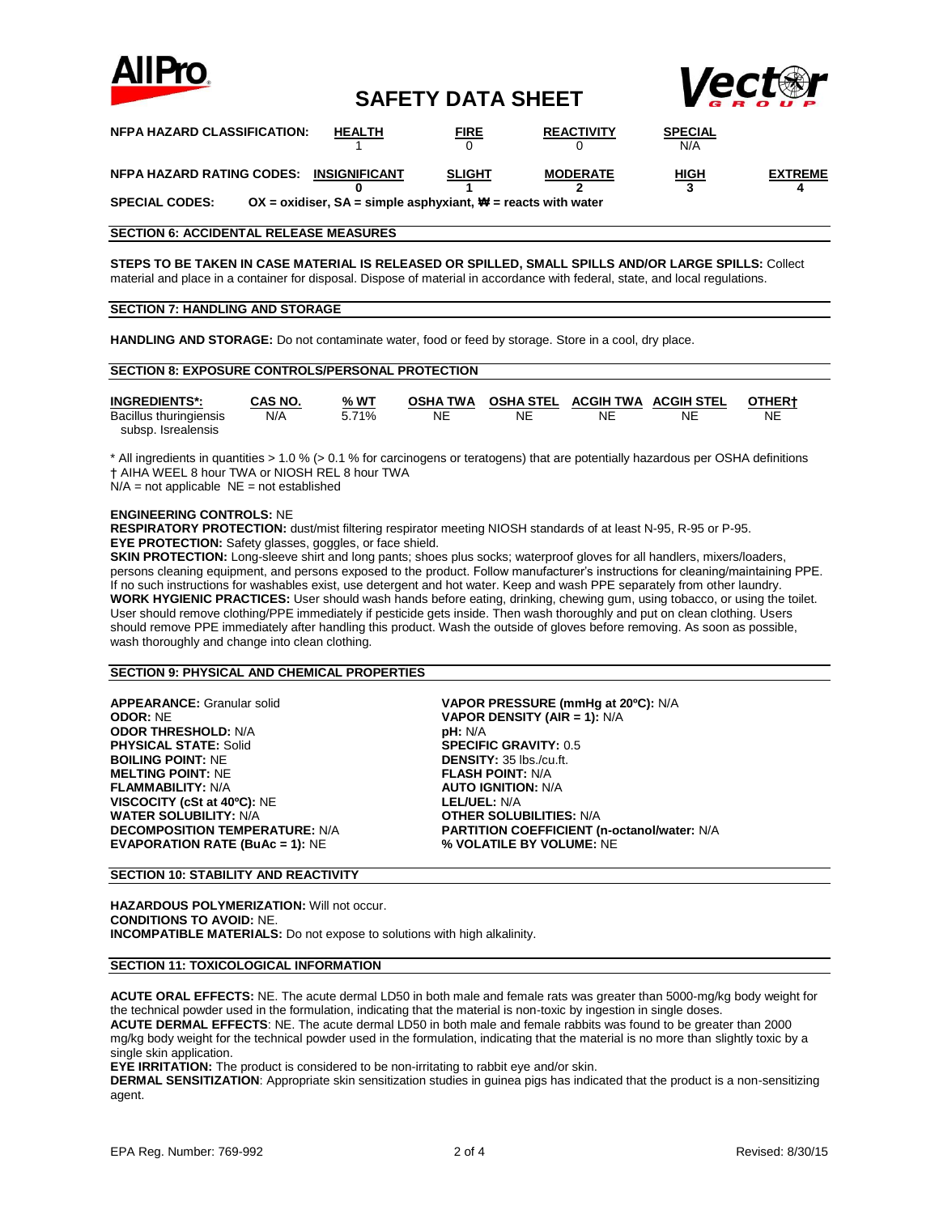# SAFETY DATA SHEET

| NFPA HAZARD CLASSIFICATION: | HEALTH | FIRE | REACTIVITY | SPECIAL | |
|---|---|---|---|---|---|
| | 1 | 0 | 0 | N/A | |
| **NFPA HAZARD RATING CODES:** | **INSIGNIFICANT** | **SLIGHT** | **MODERATE** | **HIGH** | **EXTREME** |
| | **0** | **1** | **2** | **3** | **4** |

**SPECIAL CODES:** **OX = oxidiser, SA = simple asphyxiant, ₩ = reacts with water**

## SECTION 6: ACCIDENTAL RELEASE MEASURES

**STEPS TO BE TAKEN IN CASE MATERIAL IS RELEASED OR SPILLED, SMALL SPILLS AND/OR LARGE SPILLS:** Collect material and place in a container for disposal. Dispose of material in accordance with federal, state, and local regulations.

## SECTION 7: HANDLING AND STORAGE

**HANDLING AND STORAGE:** Do not contaminate water, food or feed by storage. Store in a cool, dry place.

## SECTION 8: EXPOSURE CONTROLS/PERSONAL PROTECTION

| INGREDIENTS*: | CAS NO. | % WT | OSHA TWA | OSHA STEL | ACGIH TWA | ACGIH STEL | OTHER† |
|---|---|---|---|---|---|---|---|
| Bacillus thuringiensis subsp. Isrealensis | N/A | 5.71% | NE | NE | NE | NE | NE |

\* All ingredients in quantities > 1.0 % (> 0.1 % for carcinogens or teratogens) that are potentially hazardous per OSHA definitions
† AIHA WEEL 8 hour TWA or NIOSH REL 8 hour TWA
N/A = not applicable NE = not established

**ENGINEERING CONTROLS:** NE
**RESPIRATORY PROTECTION:** dust/mist filtering respirator meeting NIOSH standards of at least N-95, R-95 or P-95.
**EYE PROTECTION:** Safety glasses, goggles, or face shield.
**SKIN PROTECTION:** Long-sleeve shirt and long pants; shoes plus socks; waterproof gloves for all handlers, mixers/loaders, persons cleaning equipment, and persons exposed to the product. Follow manufacturer's instructions for cleaning/maintaining PPE. If no such instructions for washables exist, use detergent and hot water. Keep and wash PPE separately from other laundry.
**WORK HYGIENIC PRACTICES:** User should wash hands before eating, drinking, chewing gum, using tobacco, or using the toilet. User should remove clothing/PPE immediately if pesticide gets inside. Then wash thoroughly and put on clean clothing. Users should remove PPE immediately after handling this product. Wash the outside of gloves before removing. As soon as possible, wash thoroughly and change into clean clothing.

## SECTION 9: PHYSICAL AND CHEMICAL PROPERTIES

**APPEARANCE:** Granular solid
**ODOR:** NE
**ODOR THRESHOLD:** N/A
**PHYSICAL STATE:** Solid
**BOILING POINT:** NE
**MELTING POINT:** NE
**FLAMMABILITY:** N/A
**VISCOCITY (cSt at 40ºC):** NE
**WATER SOLUBILITY:** N/A
**DECOMPOSITION TEMPERATURE:** N/A
**EVAPORATION RATE (BuAc = 1):** NE
**VAPOR PRESSURE (mmHg at 20ºC):** N/A
**VAPOR DENSITY (AIR = 1):** N/A
**pH:** N/A
**SPECIFIC GRAVITY:** 0.5
**DENSITY:** 35 lbs./cu.ft.
**FLASH POINT:** N/A
**AUTO IGNITION:** N/A
**LEL/UEL:** N/A
**OTHER SOLUBILITIES:** N/A
**PARTITION COEFFICIENT (n-octanol/water:** N/A
**% VOLATILE BY VOLUME:** NE

## SECTION 10: STABILITY AND REACTIVITY

**HAZARDOUS POLYMERIZATION:** Will not occur.
**CONDITIONS TO AVOID:** NE.
**INCOMPATIBLE MATERIALS:** Do not expose to solutions with high alkalinity.

## SECTION 11: TOXICOLOGICAL INFORMATION

**ACUTE ORAL EFFECTS:** NE. The acute dermal LD50 in both male and female rats was greater than 5000-mg/kg body weight for the technical powder used in the formulation, indicating that the material is non-toxic by ingestion in single doses.
**ACUTE DERMAL EFFECTS**: NE. The acute dermal LD50 in both male and female rabbits was found to be greater than 2000 mg/kg body weight for the technical powder used in the formulation, indicating that the material is no more than slightly toxic by a single skin application.
**EYE IRRITATION:** The product is considered to be non-irritating to rabbit eye and/or skin.
**DERMAL SENSITIZATION**: Appropriate skin sensitization studies in guinea pigs has indicated that the product is a non-sensitizing agent.

EPA Reg. Number: 769-992 Revised: 8/30/15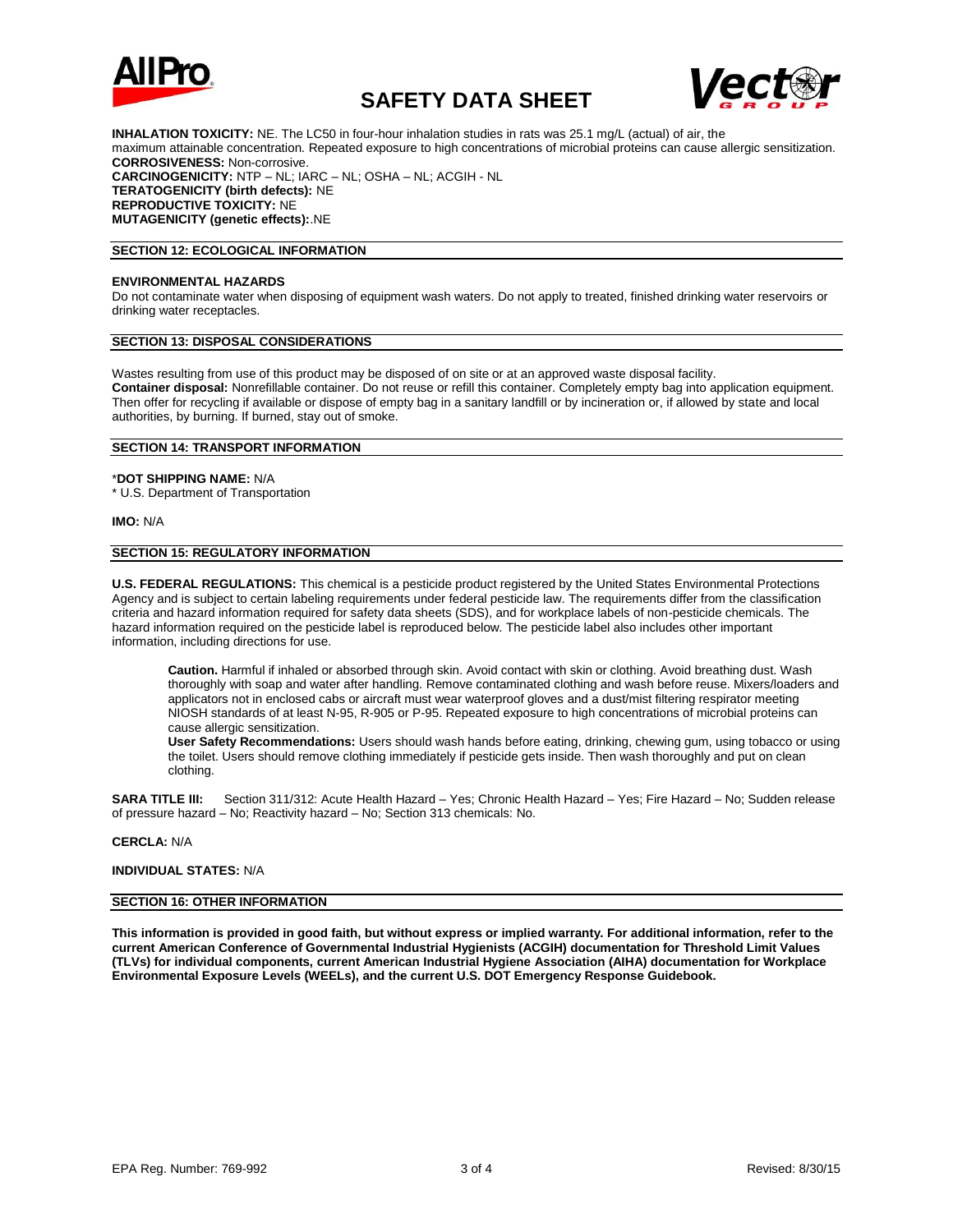**INHALATION TOXICITY:** NE. The LC50 in four-hour inhalation studies in rats was 25.1 mg/L (actual) of air, the maximum attainable concentration. Repeated exposure to high concentrations of microbial proteins can cause allergic sensitization.
**CORROSIVENESS:** Non-corrosive.
**CARCINOGENICITY:** NTP – NL; IARC – NL; OSHA – NL; ACGIH - NL
**TERATOGENICITY (birth defects):** NE
**REPRODUCTIVE TOXICITY:** NE
**MUTAGENICITY (genetic effects):**.NE

## SECTION 12: ECOLOGICAL INFORMATION

**ENVIRONMENTAL HAZARDS**
Do not contaminate water when disposing of equipment wash waters. Do not apply to treated, finished drinking water reservoirs or drinking water receptacles.

## SECTION 13: DISPOSAL CONSIDERATIONS

Wastes resulting from use of this product may be disposed of on site or at an approved waste disposal facility.
**Container disposal:** Nonrefillable container. Do not reuse or refill this container. Completely empty bag into application equipment. Then offer for recycling if available or dispose of empty bag in a sanitary landfill or by incineration or, if allowed by state and local authorities, by burning. If burned, stay out of smoke.

## SECTION 14: TRANSPORT INFORMATION

\***DOT SHIPPING NAME:** N/A
\* U.S. Department of Transportation

**IMO:** N/A

## SECTION 15: REGULATORY INFORMATION

**U.S. FEDERAL REGULATIONS:** This chemical is a pesticide product registered by the United States Environmental Protections Agency and is subject to certain labeling requirements under federal pesticide law. The requirements differ from the classification criteria and hazard information required for safety data sheets (SDS), and for workplace labels of non-pesticide chemicals. The hazard information required on the pesticide label is reproduced below. The pesticide label also includes other important information, including directions for use.

> **Caution.** Harmful if inhaled or absorbed through skin. Avoid contact with skin or clothing. Avoid breathing dust. Wash thoroughly with soap and water after handling. Remove contaminated clothing and wash before reuse. Mixers/loaders and applicators not in enclosed cabs or aircraft must wear waterproof gloves and a dust/mist filtering respirator meeting NIOSH standards of at least N-95, R-905 or P-95. Repeated exposure to high concentrations of microbial proteins can cause allergic sensitization.
> **User Safety Recommendations:** Users should wash hands before eating, drinking, chewing gum, using tobacco or using the toilet. Users should remove clothing immediately if pesticide gets inside. Then wash thoroughly and put on clean clothing.

**SARA TITLE III:** Section 311/312: Acute Health Hazard – Yes; Chronic Health Hazard – Yes; Fire Hazard – No; Sudden release of pressure hazard – No; Reactivity hazard – No; Section 313 chemicals: No.

**CERCLA:** N/A

**INDIVIDUAL STATES:** N/A

## SECTION 16: OTHER INFORMATION

**This information is provided in good faith, but without express or implied warranty. For additional information, refer to the current American Conference of Governmental Industrial Hygienists (ACGIH) documentation for Threshold Limit Values (TLVs) for individual components, current American Industrial Hygiene Association (AIHA) documentation for Workplace Environmental Exposure Levels (WEELs), and the current U.S. DOT Emergency Response Guidebook.**

EPA Reg. Number: 769-992

Revised: 8/30/15